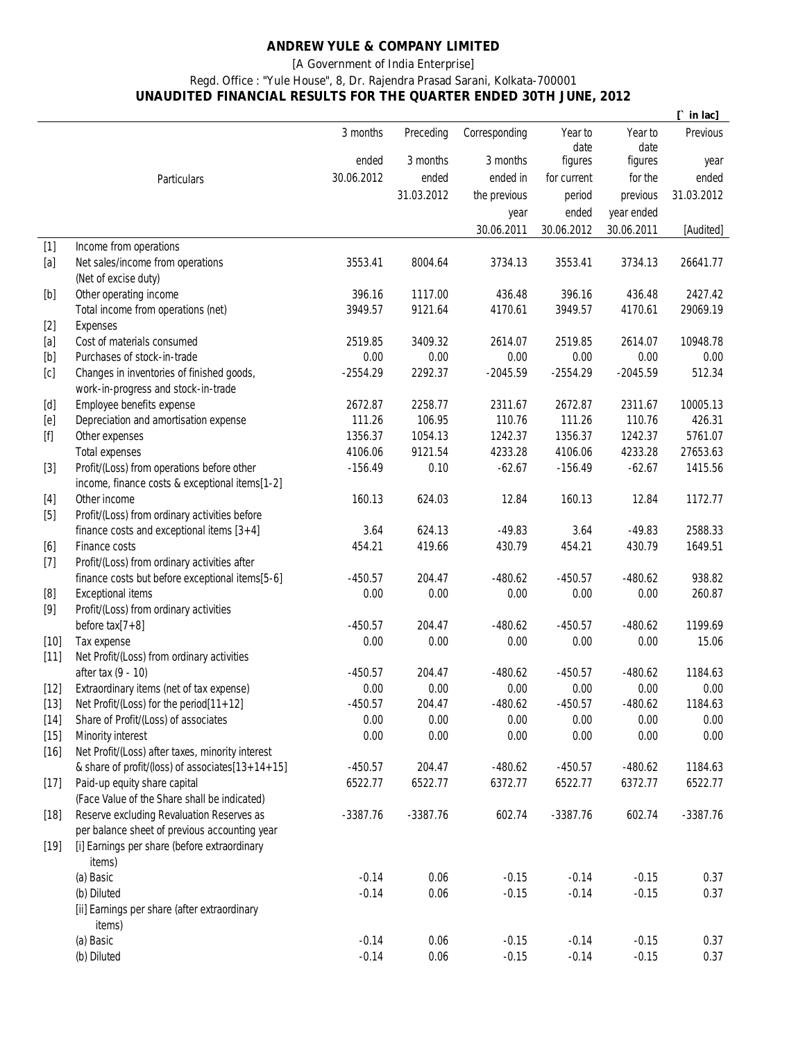# ANDREW YULE & COMPANY LIMITED

[A Government of India Enterprise]

Regd. Office : "Yule House", 8, Dr. Rajendra Prasad Sarani, Kolkata-700001

## UNAUDITED FINANCIAL RESULTS FOR THE QUARTER ENDED 30TH JUNE, 2012

[` in lac]

| | Particulars | 3 months ended 30.06.2012 | Preceding 3 months ended 31.03.2012 | Corresponding 3 months ended in the previous year 30.06.2011 | Year to date figures for current period ended 30.06.2012 | Year to date figures for the previous year ended 30.06.2011 | Previous year ended 31.03.2012 [Audited] |
|---|---|---|---|---|---|---|---|
| [1] | Income from operations | | | | | | |
| [a] | Net sales/income from operations (Net of excise duty) | 3553.41 | 8004.64 | 3734.13 | 3553.41 | 3734.13 | 26641.77 |
| [b] | Other operating income | 396.16 | 1117.00 | 436.48 | 396.16 | 436.48 | 2427.42 |
| | Total income from operations (net) | 3949.57 | 9121.64 | 4170.61 | 3949.57 | 4170.61 | 29069.19 |
| [2] | Expenses | | | | | | |
| [a] | Cost of materials consumed | 2519.85 | 3409.32 | 2614.07 | 2519.85 | 2614.07 | 10948.78 |
| [b] | Purchases of stock-in-trade | 0.00 | 0.00 | 0.00 | 0.00 | 0.00 | 0.00 |
| [c] | Changes in inventories of finished goods, work-in-progress and stock-in-trade | -2554.29 | 2292.37 | -2045.59 | -2554.29 | -2045.59 | 512.34 |
| [d] | Employee benefits expense | 2672.87 | 2258.77 | 2311.67 | 2672.87 | 2311.67 | 10005.13 |
| [e] | Depreciation and amortisation expense | 111.26 | 106.95 | 110.76 | 111.26 | 110.76 | 426.31 |
| [f] | Other expenses | 1356.37 | 1054.13 | 1242.37 | 1356.37 | 1242.37 | 5761.07 |
| | Total expenses | 4106.06 | 9121.54 | 4233.28 | 4106.06 | 4233.28 | 27653.63 |
| [3] | Profit/(Loss) from operations before other income, finance costs & exceptional items[1-2] | -156.49 | 0.10 | -62.67 | -156.49 | -62.67 | 1415.56 |
| [4] | Other income | 160.13 | 624.03 | 12.84 | 160.13 | 12.84 | 1172.77 |
| [5] | Profit/(Loss) from ordinary activities before finance costs and exceptional items [3+4] | 3.64 | 624.13 | -49.83 | 3.64 | -49.83 | 2588.33 |
| [6] | Finance costs | 454.21 | 419.66 | 430.79 | 454.21 | 430.79 | 1649.51 |
| [7] | Profit/(Loss) from ordinary activities after finance costs but before exceptional items[5-6] | -450.57 | 204.47 | -480.62 | -450.57 | -480.62 | 938.82 |
| [8] | Exceptional items | 0.00 | 0.00 | 0.00 | 0.00 | 0.00 | 260.87 |
| [9] | Profit/(Loss) from ordinary activities before tax[7+8] | -450.57 | 204.47 | -480.62 | -450.57 | -480.62 | 1199.69 |
| [10] | Tax expense | 0.00 | 0.00 | 0.00 | 0.00 | 0.00 | 15.06 |
| [11] | Net Profit/(Loss) from ordinary activities after tax (9 - 10) | -450.57 | 204.47 | -480.62 | -450.57 | -480.62 | 1184.63 |
| [12] | Extraordinary items (net of tax expense) | 0.00 | 0.00 | 0.00 | 0.00 | 0.00 | 0.00 |
| [13] | Net Profit/(Loss) for the period[11+12] | -450.57 | 204.47 | -480.62 | -450.57 | -480.62 | 1184.63 |
| [14] | Share of Profit/(Loss) of associates | 0.00 | 0.00 | 0.00 | 0.00 | 0.00 | 0.00 |
| [15] | Minority interest | 0.00 | 0.00 | 0.00 | 0.00 | 0.00 | 0.00 |
| [16] | Net Profit/(Loss) after taxes, minority interest & share of profit/(loss) of associates[13+14+15] | -450.57 | 204.47 | -480.62 | -450.57 | -480.62 | 1184.63 |
| [17] | Paid-up equity share capital (Face Value of the Share shall be indicated) | 6522.77 | 6522.77 | 6372.77 | 6522.77 | 6372.77 | 6522.77 |
| [18] | Reserve excluding Revaluation Reserves as per balance sheet of previous accounting year | -3387.76 | -3387.76 | 602.74 | -3387.76 | 602.74 | -3387.76 |
| [19] | [i] Earnings per share (before extraordinary items) | | | | | | |
| | (a) Basic | -0.14 | 0.06 | -0.15 | -0.14 | -0.15 | 0.37 |
| | (b) Diluted | -0.14 | 0.06 | -0.15 | -0.14 | -0.15 | 0.37 |
| | [ii] Earnings per share (after extraordinary items) | | | | | | |
| | (a) Basic | -0.14 | 0.06 | -0.15 | -0.14 | -0.15 | 0.37 |
| | (b) Diluted | -0.14 | 0.06 | -0.15 | -0.14 | -0.15 | 0.37 |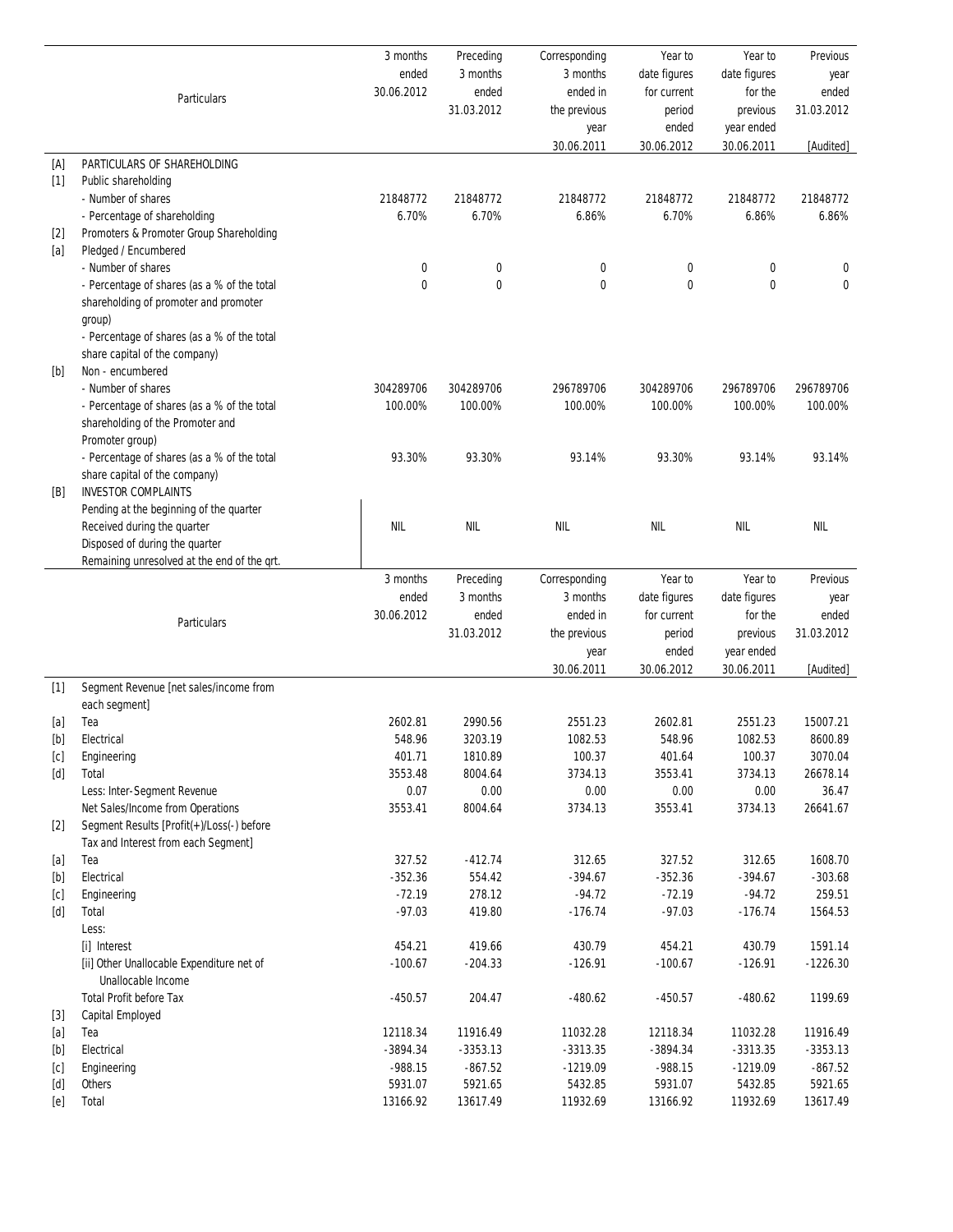| | Particulars | 3 months ended 30.06.2012 | Preceding 3 months ended 31.03.2012 | Corresponding 3 months ended in the previous year 30.06.2011 | Year to date figures for current period ended 30.06.2012 | Year to date figures for the previous year ended 30.06.2011 | Previous year ended 31.03.2012 [Audited] |
|---|---|---|---|---|---|---|---|
| [A] | PARTICULARS OF SHAREHOLDING | | | | | | |
| [1] | Public shareholding | | | | | | |
| | - Number of shares | 21848772 | 21848772 | 21848772 | 21848772 | 21848772 | 21848772 |
| | - Percentage of shareholding | 6.70% | 6.70% | 6.86% | 6.70% | 6.86% | 6.86% |
| [2] | Promoters & Promoter Group Shareholding | | | | | | |
| [a] | Pledged / Encumbered | | | | | | |
| | - Number of shares | 0 | 0 | 0 | 0 | 0 | 0 |
| | - Percentage of shares (as a % of the total shareholding of promoter and promoter group) | 0 | 0 | 0 | 0 | 0 | 0 |
| | - Percentage of shares (as a % of the total share capital of the company) | | | | | | |
| [b] | Non - encumbered | | | | | | |
| | - Number of shares | 304289706 | 304289706 | 296789706 | 304289706 | 296789706 | 296789706 |
| | - Percentage of shares (as a % of the total shareholding of the Promoter and Promoter group) | 100.00% | 100.00% | 100.00% | 100.00% | 100.00% | 100.00% |
| | - Percentage of shares (as a % of the total share capital of the company) | 93.30% | 93.30% | 93.14% | 93.30% | 93.14% | 93.14% |
| [B] | INVESTOR COMPLAINTS | | | | | | |
| | Pending at the beginning of the quarter<br>Received during the quarter<br>Disposed of during the quarter<br>Remaining unresolved at the end of the qrt. | NIL | NIL | NIL | NIL | NIL | NIL |

| | Particulars | 3 months ended 30.06.2012 | Preceding 3 months ended 31.03.2012 | Corresponding 3 months ended in the previous year 30.06.2011 | Year to date figures for current period ended 30.06.2012 | Year to date figures for the previous year ended 30.06.2011 | Previous year ended 31.03.2012 [Audited] |
|---|---|---|---|---|---|---|---|
| [1] | Segment Revenue [net sales/income from each segment] | | | | | | |
| [a] | Tea | 2602.81 | 2990.56 | 2551.23 | 2602.81 | 2551.23 | 15007.21 |
| [b] | Electrical | 548.96 | 3203.19 | 1082.53 | 548.96 | 1082.53 | 8600.89 |
| [c] | Engineering | 401.71 | 1810.89 | 100.37 | 401.64 | 100.37 | 3070.04 |
| [d] | Total | 3553.48 | 8004.64 | 3734.13 | 3553.41 | 3734.13 | 26678.14 |
| | Less: Inter-Segment Revenue | 0.07 | 0.00 | 0.00 | 0.00 | 0.00 | 36.47 |
| | Net Sales/Income from Operations | 3553.41 | 8004.64 | 3734.13 | 3553.41 | 3734.13 | 26641.67 |
| [2] | Segment Results [Profit(+)/Loss(-) before Tax and Interest from each Segment] | | | | | | |
| [a] | Tea | 327.52 | -412.74 | 312.65 | 327.52 | 312.65 | 1608.70 |
| [b] | Electrical | -352.36 | 554.42 | -394.67 | -352.36 | -394.67 | -303.68 |
| [c] | Engineering | -72.19 | 278.12 | -94.72 | -72.19 | -94.72 | 259.51 |
| [d] | Total | -97.03 | 419.80 | -176.74 | -97.03 | -176.74 | 1564.53 |
| | Less: | | | | | | |
| | [i] Interest | 454.21 | 419.66 | 430.79 | 454.21 | 430.79 | 1591.14 |
| | [ii] Other Unallocable Expenditure net of Unallocable Income | -100.67 | -204.33 | -126.91 | -100.67 | -126.91 | -1226.30 |
| | Total Profit before Tax | -450.57 | 204.47 | -480.62 | -450.57 | -480.62 | 1199.69 |
| [3] | Capital Employed | | | | | | |
| [a] | Tea | 12118.34 | 11916.49 | 11032.28 | 12118.34 | 11032.28 | 11916.49 |
| [b] | Electrical | -3894.34 | -3353.13 | -3313.35 | -3894.34 | -3313.35 | -3353.13 |
| [c] | Engineering | -988.15 | -867.52 | -1219.09 | -988.15 | -1219.09 | -867.52 |
| [d] | Others | 5931.07 | 5921.65 | 5432.85 | 5931.07 | 5432.85 | 5921.65 |
| [e] | Total | 13166.92 | 13617.49 | 11932.69 | 13166.92 | 11932.69 | 13617.49 |